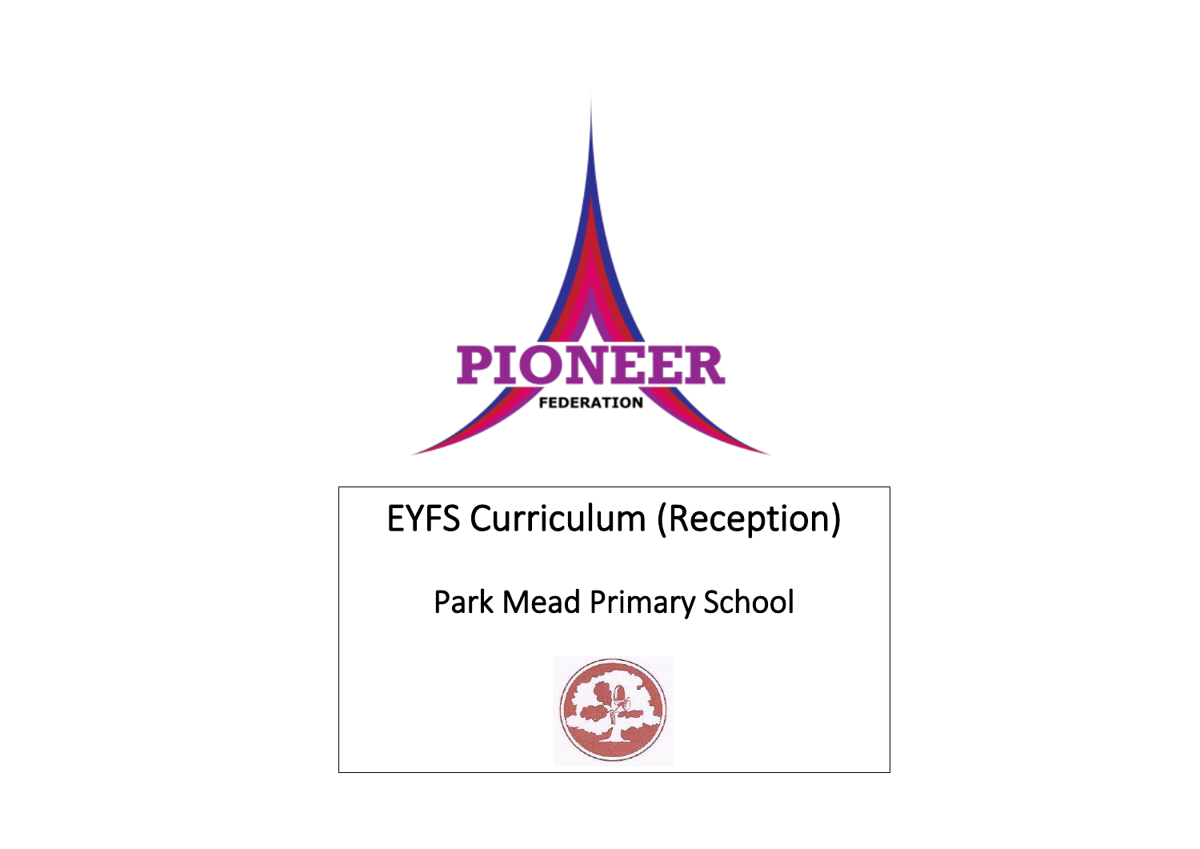PIONEER

FEDERATION

# EYFS Curriculum (Reception)

## Park Mead Primary School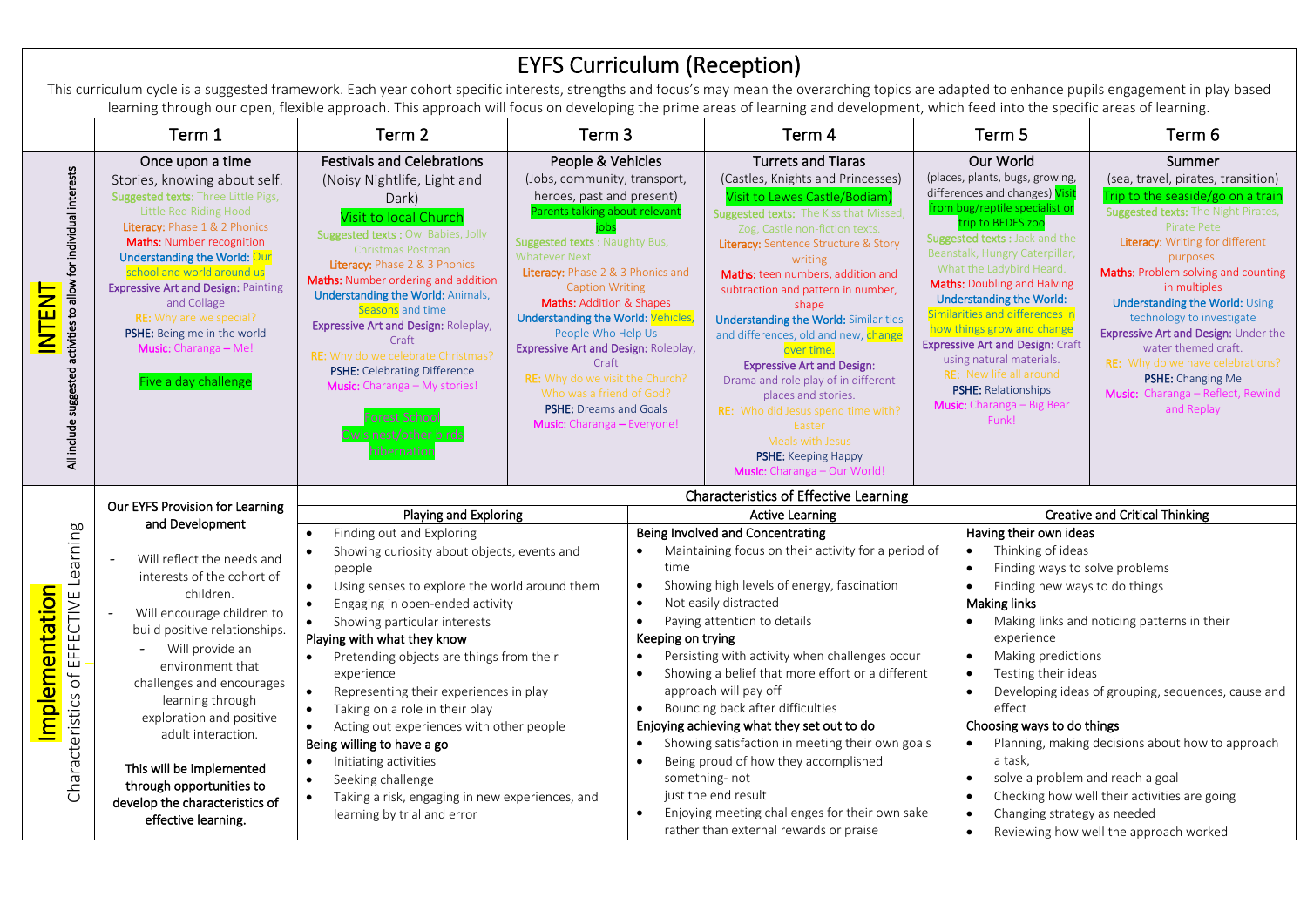# EYFS Curriculum (Reception)

This curriculum cycle is a suggested framework. Each year cohort specific interests, strengths and focus's may mean the overarching topics are adapted to enhance pupils engagement in play based learning through our open, flexible approach. This approach will focus on developing the prime areas of learning and development, which feed into the specific areas of learning.

| | Term 1 | Term 2 | Term 3 | Term 4 | Term 5 | Term 6 |
|---|---|---|---|---|---|---|
| **INTENT** All include suggested activities to allow for individual interests | Once upon a time<br>Stories, knowing about self.<br>Suggested texts: Three Little Pigs, Little Red Riding Hood<br>Literacy: Phase 1 & 2 Phonics<br>Maths: Number recognition<br>Understanding the World: Our school and world around us<br>Expressive Art and Design: Painting and Collage<br>RE: Why are we special?<br>PSHE: Being me in the world<br>Music: Charanga – Me!<br><br>Five a day challenge | Festivals and Celebrations<br>(Noisy Nightlife, Light and Dark)<br>Visit to local Church<br>Suggested texts : Owl Babies, Jolly Christmas Postman<br>Literacy: Phase 2 & 3 Phonics<br>Maths: Number ordering and addition<br>Understanding the World: Animals, Seasons and time<br>Expressive Art and Design: Roleplay, Craft<br>RE: Why do we celebrate Christmas?<br>PSHE: Celebrating Difference<br>Music: Charanga – My stories!<br><br>Forest School<br>Owls nest/other birds<br>hibernation | People & Vehicles<br>(Jobs, community, transport, heroes, past and present)<br>Parents talking about relevant jobs<br>Suggested texts : Naughty Bus, Whatever Next<br>Literacy: Phase 2 & 3 Phonics and Caption Writing<br>Maths: Addition & Shapes<br>Understanding the World: Vehicles, People Who Help Us<br>Expressive Art and Design: Roleplay, Craft<br>RE: Why do we visit the Church? Who was a friend of God?<br>PSHE: Dreams and Goals<br>Music: Charanga – Everyone! | Turrets and Tiaras<br>(Castles, Knights and Princesses)<br>Visit to Lewes Castle/Bodiam)<br>Suggested texts: The Kiss that Missed, Zog, Castle non-fiction texts.<br>Literacy: Sentence Structure & Story writing<br>Maths: teen numbers, addition and subtraction and pattern in number, shape<br>Understanding the World: Similarities and differences, old and new, change over time.<br>Expressive Art and Design: Drama and role play of in different places and stories.<br>RE: Who did Jesus spend time with? Easter<br>Meals with Jesus<br>PSHE: Keeping Happy<br>Music: Charanga – Our World! | Our World<br>(places, plants, bugs, growing, differences and changes) Visit from bug/reptile specialist or trip to BEDES zoo<br>Suggested texts : Jack and the Beanstalk, Hungry Caterpillar, What the Ladybird Heard.<br>Maths: Doubling and Halving<br>Understanding the World: Similarities and differences in how things grow and change<br>Expressive Art and Design: Craft using natural materials.<br>RE: New life all around<br>PSHE: Relationships<br>Music: Charanga – Big Bear Funk! | Summer<br>(sea, travel, pirates, transition)<br>Trip to the seaside/go on a train<br>Suggested texts: The Night Pirates, Pirate Pete<br>Literacy: Writing for different purposes.<br>Maths: Problem solving and counting in multiples<br>Understanding the World: Using technology to investigate<br>Expressive Art and Design: Under the water themed craft.<br>RE: Why do we have celebrations?<br>PSHE: Changing Me<br>Music: Charanga – Reflect, Rewind and Replay |

| **Implementation** Characteristics of EFFECTIVE Learning | Our EYFS Provision for Learning and Development | Characteristics of Effective Learning | | |
|---|---|---|---|---|
| | | **Playing and Exploring** | **Active Learning** | **Creative and Critical Thinking** |
| | - Will reflect the needs and interests of the cohort of children.<br>- Will encourage children to build positive relationships.<br>- Will provide an environment that challenges and encourages learning through exploration and positive adult interaction.<br><br>**This will be implemented through opportunities to develop the characteristics of effective learning.** | Finding out and Exploring<br>• Showing curiosity about objects, events and people<br>• Using senses to explore the world around them<br>• Engaging in open-ended activity<br>• Showing particular interests<br>Playing with what they know<br>• Pretending objects are things from their experience<br>• Representing their experiences in play<br>• Taking on a role in their play<br>• Acting out experiences with other people<br>Being willing to have a go<br>• Initiating activities<br>• Seeking challenge<br>• Taking a risk, engaging in new experiences, and learning by trial and error | Being Involved and Concentrating<br>• Maintaining focus on their activity for a period of time<br>• Showing high levels of energy, fascination<br>• Not easily distracted<br>• Paying attention to details<br>Keeping on trying<br>• Persisting with activity when challenges occur<br>• Showing a belief that more effort or a different approach will pay off<br>• Bouncing back after difficulties<br>Enjoying achieving what they set out to do<br>• Showing satisfaction in meeting their own goals<br>• Being proud of how they accomplished something- not just the end result<br>• Enjoying meeting challenges for their own sake rather than external rewards or praise | Having their own ideas<br>• Thinking of ideas<br>• Finding ways to solve problems<br>• Finding new ways to do things<br>Making links<br>• Making links and noticing patterns in their experience<br>• Making predictions<br>• Testing their ideas<br>• Developing ideas of grouping, sequences, cause and effect<br>Choosing ways to do things<br>• Planning, making decisions about how to approach a task,<br>• solve a problem and reach a goal<br>• Checking how well their activities are going<br>• Changing strategy as needed<br>• Reviewing how well the approach worked |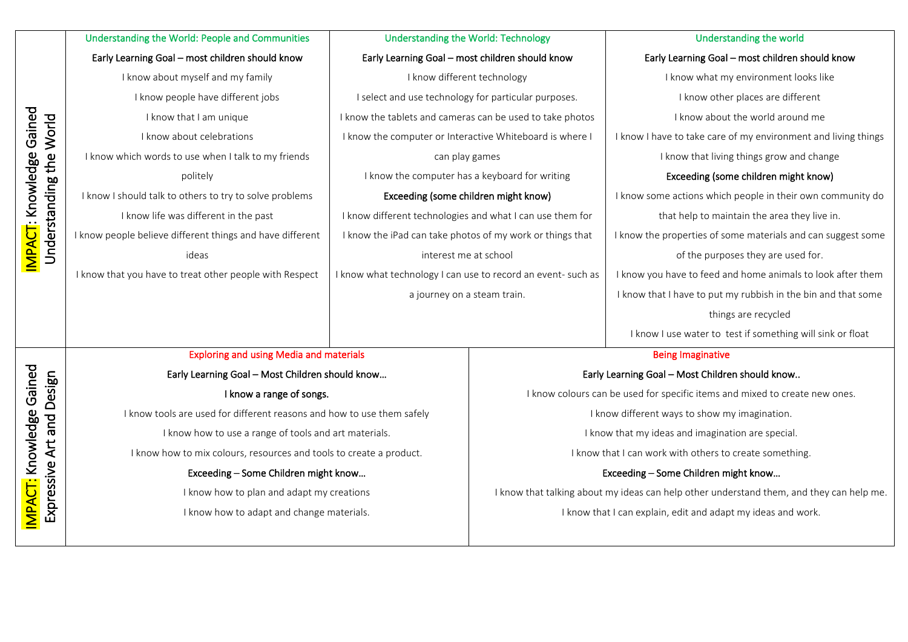| IMPACT: Knowledge Gained Understanding the World | Understanding the World: People and Communities | Understanding the World: Technology | Understanding the world |
|---|---|---|---|
| | **Early Learning Goal – most children should know** | **Early Learning Goal – most children should know** | **Early Learning Goal – most children should know** |
| | I know about myself and my family<br>I know people have different jobs<br>I know that I am unique<br>I know about celebrations<br>I know which words to use when I talk to my friends politely<br>I know I should talk to others to try to solve problems<br>I know life was different in the past<br>I know people believe different things and have different ideas<br>I know that you have to treat other people with Respect | I know different technology<br>I select and use technology for particular purposes.<br>I know the tablets and cameras can be used to take photos<br>I know the computer or Interactive Whiteboard is where I can play games<br>I know the computer has a keyboard for writing<br>**Exceeding (some children might know)**<br>I know different technologies and what I can use them for<br>I know the iPad can take photos of my work or things that interest me at school<br>I know what technology I can use to record an event- such as a journey on a steam train. | I know what my environment looks like<br>I know other places are different<br>I know about the world around me<br>I know I have to take care of my environment and living things<br>I know that living things grow and change<br>**Exceeding (some children might know)**<br>I know some actions which people in their own community do that help to maintain the area they live in.<br>I know the properties of some materials and can suggest some of the purposes they are used for.<br>I know you have to feed and home animals to look after them<br>I know that I have to put my rubbish in the bin and that some things are recycled<br>I know I use water to test if something will sink or float |

| IMPACT: Knowledge Gained Expressive Art and Design | Exploring and using Media and materials | Being Imaginative |
|---|---|---|
| | **Early Learning Goal – Most Children should know…** | **Early Learning Goal – Most Children should know..** |
| | **I know a range of songs.**<br>I know tools are used for different reasons and how to use them safely<br>I know how to use a range of tools and art materials.<br>I know how to mix colours, resources and tools to create a product.<br>**Exceeding – Some Children might know…**<br>I know how to plan and adapt my creations<br>I know how to adapt and change materials. | I know colours can be used for specific items and mixed to create new ones.<br>I know different ways to show my imagination.<br>I know that my ideas and imagination are special.<br>I know that I can work with others to create something.<br>**Exceeding – Some Children might know…**<br>I know that talking about my ideas can help other understand them, and they can help me.<br>I know that I can explain, edit and adapt my ideas and work. |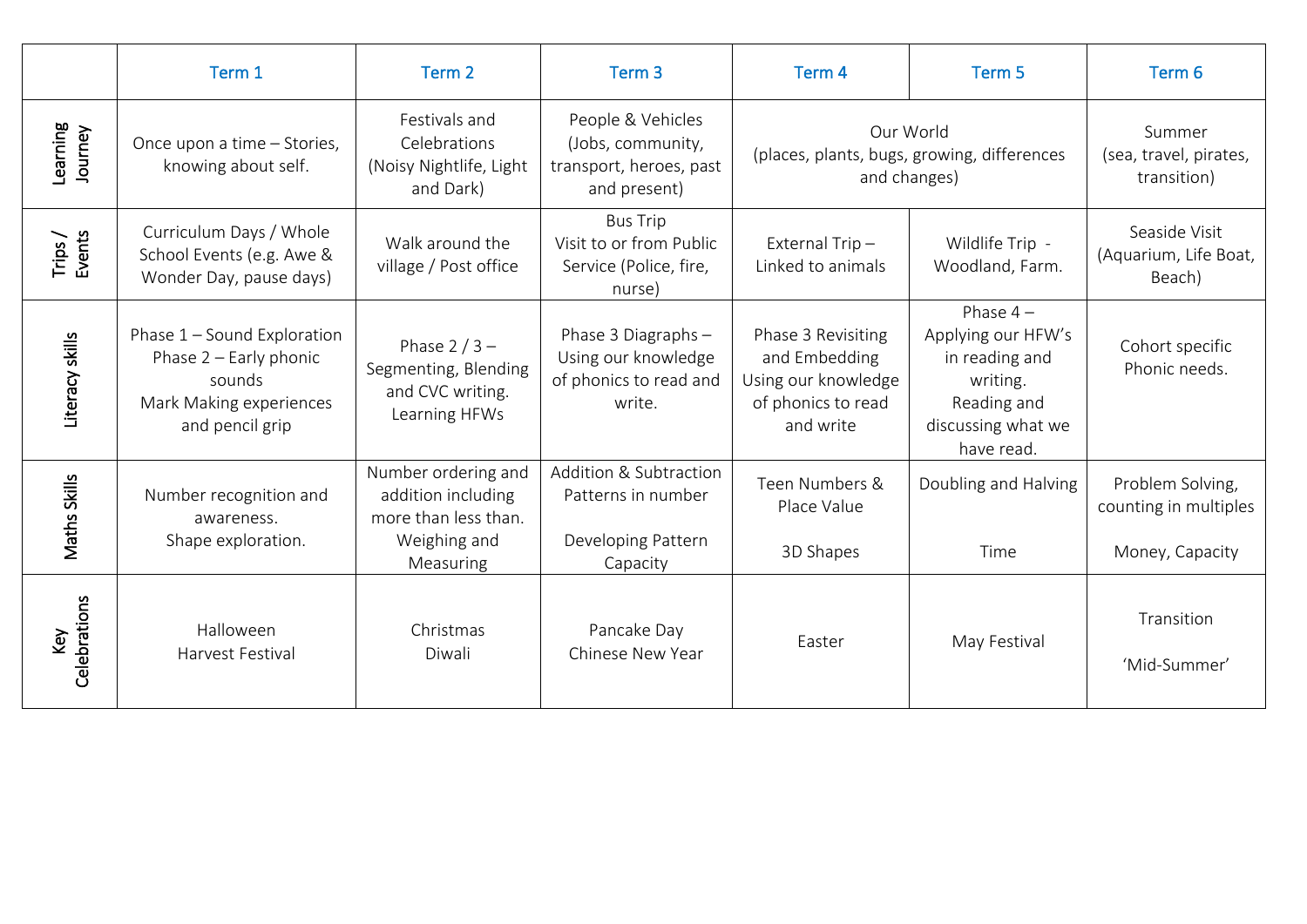| | Term 1 | Term 2 | Term 3 | Term 4 | Term 5 | Term 6 |
|---|---|---|---|---|---|---|
| Learning Journey | Once upon a time – Stories, knowing about self. | Festivals and Celebrations (Noisy Nightlife, Light and Dark) | People & Vehicles (Jobs, community, transport, heroes, past and present) | Our World (places, plants, bugs, growing, differences and changes) | | Summer (sea, travel, pirates, transition) |
| Trips / Events | Curriculum Days / Whole School Events (e.g. Awe & Wonder Day, pause days) | Walk around the village / Post office | Bus Trip<br>Visit to or from Public Service (Police, fire, nurse) | External Trip – Linked to animals | Wildlife Trip - Woodland, Farm. | Seaside Visit (Aquarium, Life Boat, Beach) |
| Literacy skills | Phase 1 – Sound Exploration<br>Phase 2 – Early phonic sounds<br>Mark Making experiences and pencil grip | Phase 2 / 3 – Segmenting, Blending and CVC writing. Learning HFWs | Phase 3 Diagraphs – Using our knowledge of phonics to read and write. | Phase 3 Revisiting and Embedding Using our knowledge of phonics to read and write | Phase 4 – Applying our HFW's in reading and writing.<br>Reading and discussing what we have read. | Cohort specific Phonic needs. |
| Maths Skills | Number recognition and awareness.<br>Shape exploration. | Number ordering and addition including more than less than.<br>Weighing and Measuring | Addition & Subtraction Patterns in number<br><br>Developing Pattern Capacity | Teen Numbers & Place Value<br><br>3D Shapes | Doubling and Halving<br><br>Time | Problem Solving, counting in multiples<br><br>Money, Capacity |
| Key Celebrations | Halloween<br>Harvest Festival | Christmas<br>Diwali | Pancake Day<br>Chinese New Year | Easter | May Festival | Transition<br><br>'Mid-Summer' |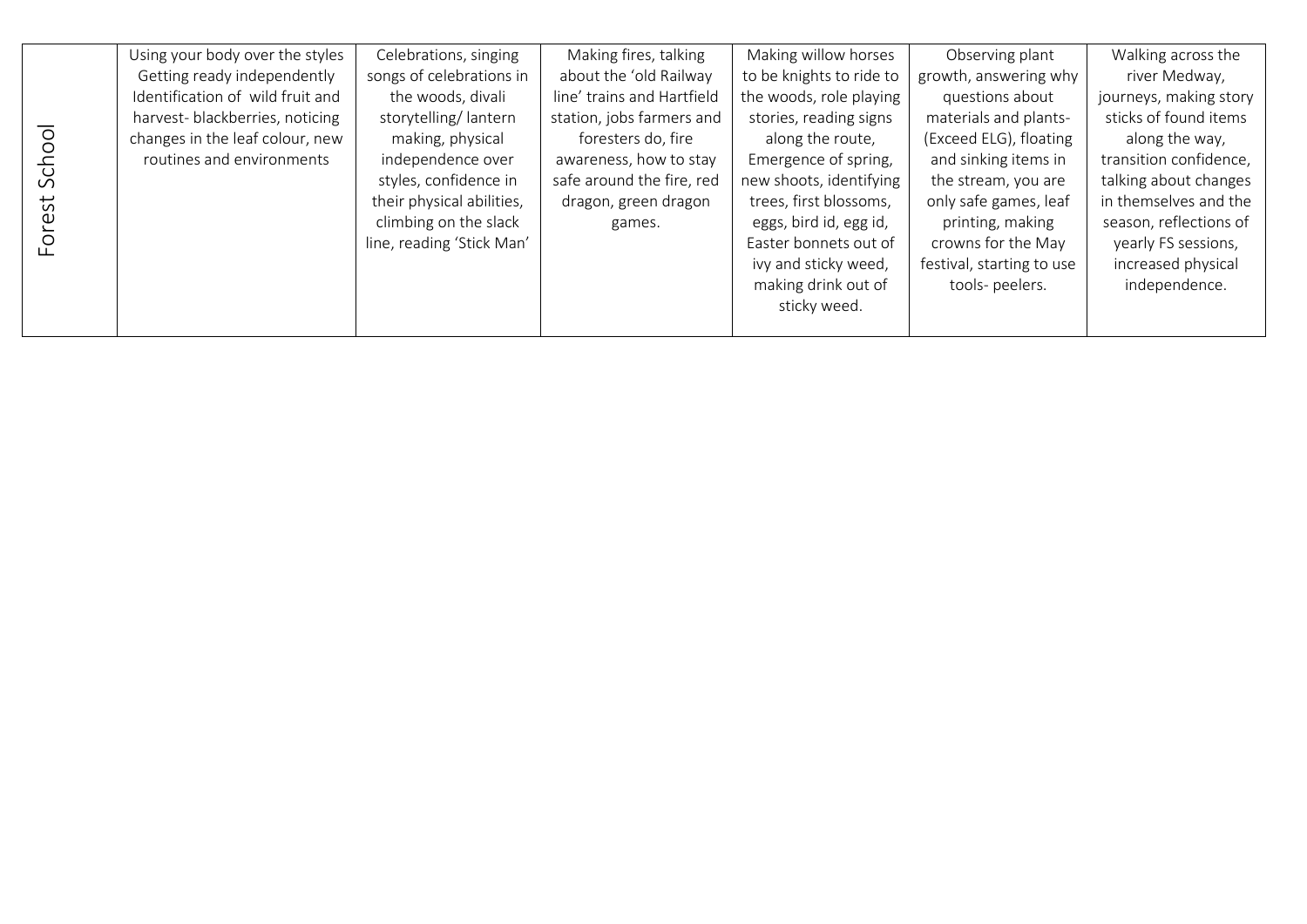| | | | | | | |
|---|---|---|---|---|---|---|
| Forest School | Using your body over the styles Getting ready independently Identification of wild fruit and harvest- blackberries, noticing changes in the leaf colour, new routines and environments | Celebrations, singing songs of celebrations in the woods, divali storytelling/ lantern making, physical independence over styles, confidence in their physical abilities, climbing on the slack line, reading 'Stick Man' | Making fires, talking about the 'old Railway line' trains and Hartfield station, jobs farmers and foresters do, fire awareness, how to stay safe around the fire, red dragon, green dragon games. | Making willow horses to be knights to ride to the woods, role playing stories, reading signs along the route, Emergence of spring, new shoots, identifying trees, first blossoms, eggs, bird id, egg id, Easter bonnets out of ivy and sticky weed, making drink out of sticky weed. | Observing plant growth, answering why questions about materials and plants- (Exceed ELG), floating and sinking items in the stream, you are only safe games, leaf printing, making crowns for the May festival, starting to use tools- peelers. | Walking across the river Medway, journeys, making story sticks of found items along the way, transition confidence, talking about changes in themselves and the season, reflections of yearly FS sessions, increased physical independence. |